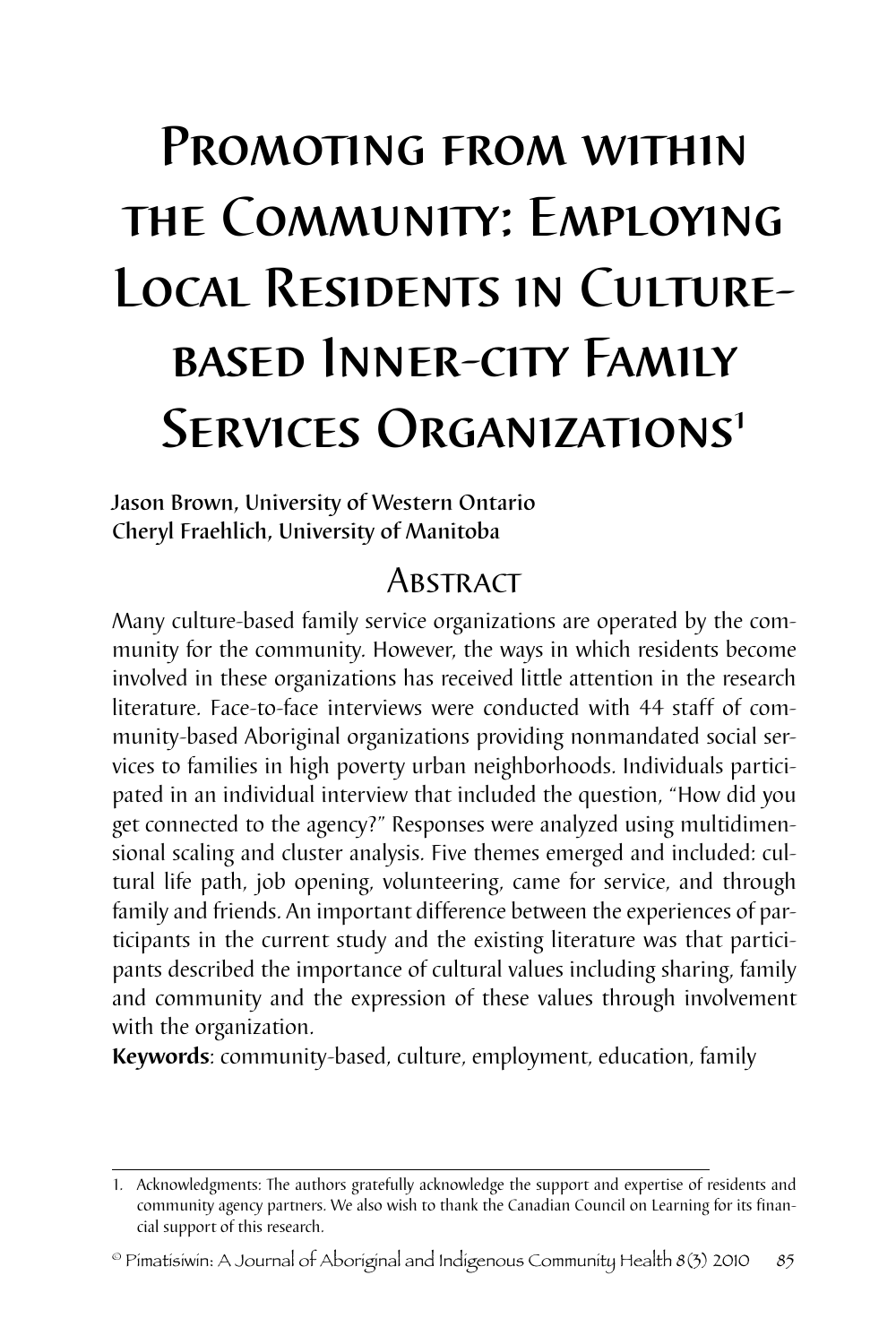# Promoting from within the Community: Employing Local Residents in Culture-based Inner-city Family Services Organizations[1]

**Jason Brown, University of Western Ontario**
**Cheryl Fraehlich, University of Manitoba**

## Abstract

Many culture-based family service organizations are operated by the community for the community. However, the ways in which residents become involved in these organizations has received little attention in the research literature. Face-to-face interviews were conducted with 44 staff of community-based Aboriginal organizations providing nonmandated social services to families in high poverty urban neighborhoods. Individuals participated in an individual interview that included the question, "How did you get connected to the agency?" Responses were analyzed using multidimensional scaling and cluster analysis. Five themes emerged and included: cultural life path, job opening, volunteering, came for service, and through family and friends. An important difference between the experiences of participants in the current study and the existing literature was that participants described the importance of cultural values including sharing, family and community and the expression of these values through involvement with the organization.

**Keywords**: community-based, culture, employment, education, family

---

1. Acknowledgments: The authors gratefully acknowledge the support and expertise of residents and community agency partners. We also wish to thank the Canadian Council on Learning for its financial support of this research.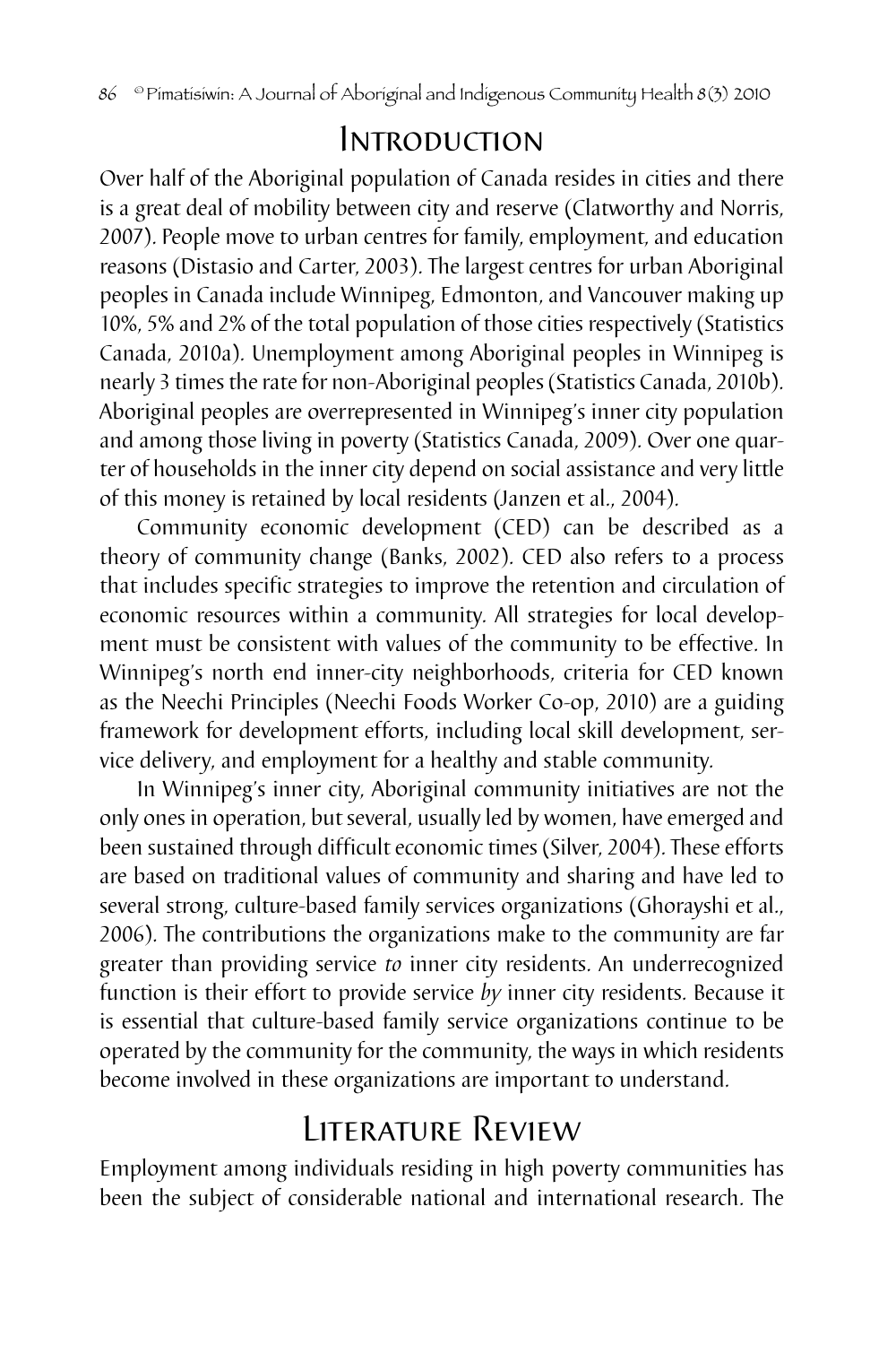# Introduction

Over half of the Aboriginal population of Canada resides in cities and there is a great deal of mobility between city and reserve (Clatworthy and Norris, 2007). People move to urban centres for family, employment, and education reasons (Distasio and Carter, 2003). The largest centres for urban Aboriginal peoples in Canada include Winnipeg, Edmonton, and Vancouver making up 10%, 5% and 2% of the total population of those cities respectively (Statistics Canada, 2010a). Unemployment among Aboriginal peoples in Winnipeg is nearly 3 times the rate for non-Aboriginal peoples (Statistics Canada, 2010b). Aboriginal peoples are overrepresented in Winnipeg's inner city population and among those living in poverty (Statistics Canada, 2009). Over one quarter of households in the inner city depend on social assistance and very little of this money is retained by local residents (Janzen et al., 2004).

Community economic development (CED) can be described as a theory of community change (Banks, 2002). CED also refers to a process that includes specific strategies to improve the retention and circulation of economic resources within a community. All strategies for local development must be consistent with values of the community to be effective. In Winnipeg's north end inner-city neighborhoods, criteria for CED known as the Neechi Principles (Neechi Foods Worker Co-op, 2010) are a guiding framework for development efforts, including local skill development, service delivery, and employment for a healthy and stable community.

In Winnipeg's inner city, Aboriginal community initiatives are not the only ones in operation, but several, usually led by women, have emerged and been sustained through difficult economic times (Silver, 2004). These efforts are based on traditional values of community and sharing and have led to several strong, culture-based family services organizations (Ghorayshi et al., 2006). The contributions the organizations make to the community are far greater than providing service *to* inner city residents. An underrecognized function is their effort to provide service *by* inner city residents. Because it is essential that culture-based family service organizations continue to be operated by the community for the community, the ways in which residents become involved in these organizations are important to understand.

# Literature Review

Employment among individuals residing in high poverty communities has been the subject of considerable national and international research. The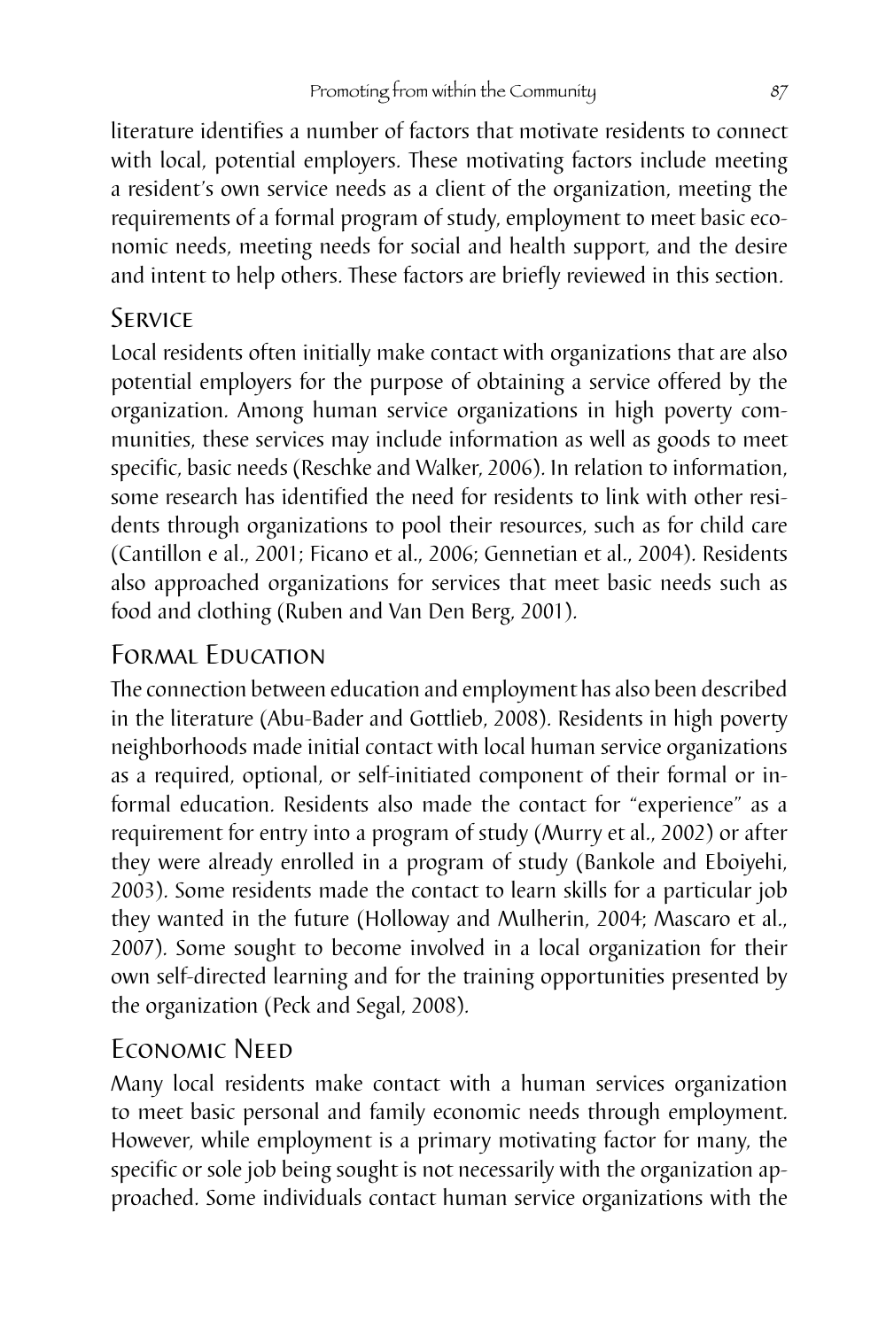literature identifies a number of factors that motivate residents to connect with local, potential employers. These motivating factors include meeting a resident's own service needs as a client of the organization, meeting the requirements of a formal program of study, employment to meet basic economic needs, meeting needs for social and health support, and the desire and intent to help others. These factors are briefly reviewed in this section.

## Service

Local residents often initially make contact with organizations that are also potential employers for the purpose of obtaining a service offered by the organization. Among human service organizations in high poverty communities, these services may include information as well as goods to meet specific, basic needs (Reschke and Walker, 2006). In relation to information, some research has identified the need for residents to link with other residents through organizations to pool their resources, such as for child care (Cantillon e al., 2001; Ficano et al., 2006; Gennetian et al., 2004). Residents also approached organizations for services that meet basic needs such as food and clothing (Ruben and Van Den Berg, 2001).

## Formal Education

The connection between education and employment has also been described in the literature (Abu-Bader and Gottlieb, 2008). Residents in high poverty neighborhoods made initial contact with local human service organizations as a required, optional, or self-initiated component of their formal or informal education. Residents also made the contact for "experience" as a requirement for entry into a program of study (Murry et al., 2002) or after they were already enrolled in a program of study (Bankole and Eboiyehi, 2003). Some residents made the contact to learn skills for a particular job they wanted in the future (Holloway and Mulherin, 2004; Mascaro et al., 2007). Some sought to become involved in a local organization for their own self-directed learning and for the training opportunities presented by the organization (Peck and Segal, 2008).

## Economic Need

Many local residents make contact with a human services organization to meet basic personal and family economic needs through employment. However, while employment is a primary motivating factor for many, the specific or sole job being sought is not necessarily with the organization approached. Some individuals contact human service organizations with the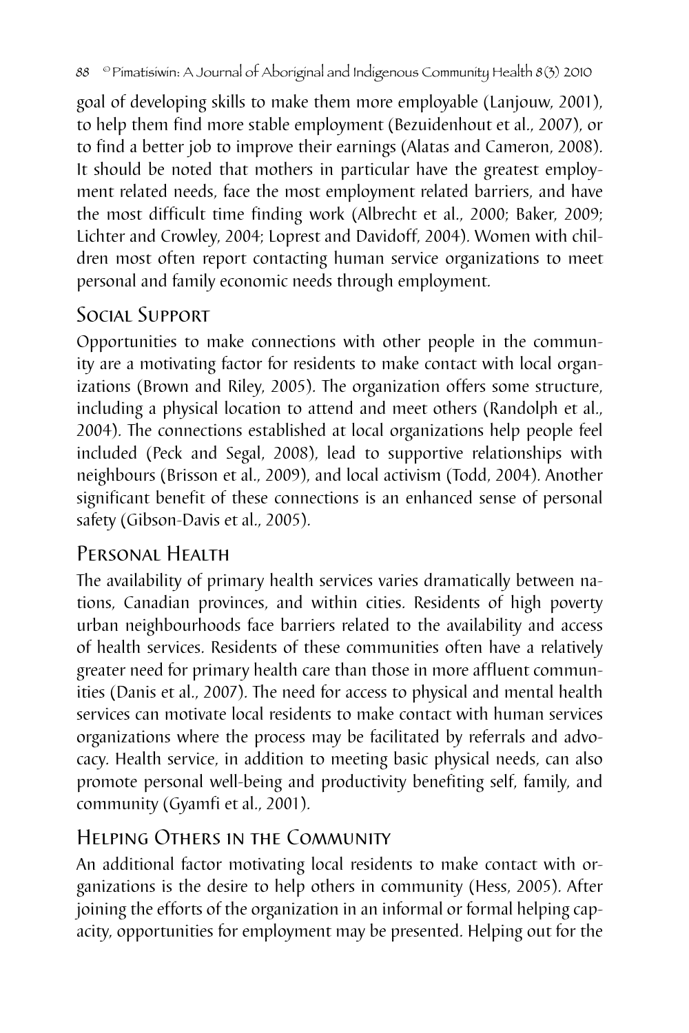goal of developing skills to make them more employable (Lanjouw, 2001), to help them find more stable employment (Bezuidenhout et al., 2007), or to find a better job to improve their earnings (Alatas and Cameron, 2008). It should be noted that mothers in particular have the greatest employment related needs, face the most employment related barriers, and have the most difficult time finding work (Albrecht et al., 2000; Baker, 2009; Lichter and Crowley, 2004; Loprest and Davidoff, 2004). Women with children most often report contacting human service organizations to meet personal and family economic needs through employment.

## Social Support

Opportunities to make connections with other people in the community are a motivating factor for residents to make contact with local organizations (Brown and Riley, 2005). The organization offers some structure, including a physical location to attend and meet others (Randolph et al., 2004). The connections established at local organizations help people feel included (Peck and Segal, 2008), lead to supportive relationships with neighbours (Brisson et al., 2009), and local activism (Todd, 2004). Another significant benefit of these connections is an enhanced sense of personal safety (Gibson-Davis et al., 2005).

## Personal Health

The availability of primary health services varies dramatically between nations, Canadian provinces, and within cities. Residents of high poverty urban neighbourhoods face barriers related to the availability and access of health services. Residents of these communities often have a relatively greater need for primary health care than those in more affluent communities (Danis et al., 2007). The need for access to physical and mental health services can motivate local residents to make contact with human services organizations where the process may be facilitated by referrals and advocacy. Health service, in addition to meeting basic physical needs, can also promote personal well-being and productivity benefiting self, family, and community (Gyamfi et al., 2001).

## Helping Others in the Community

An additional factor motivating local residents to make contact with organizations is the desire to help others in community (Hess, 2005). After joining the efforts of the organization in an informal or formal helping capacity, opportunities for employment may be presented. Helping out for the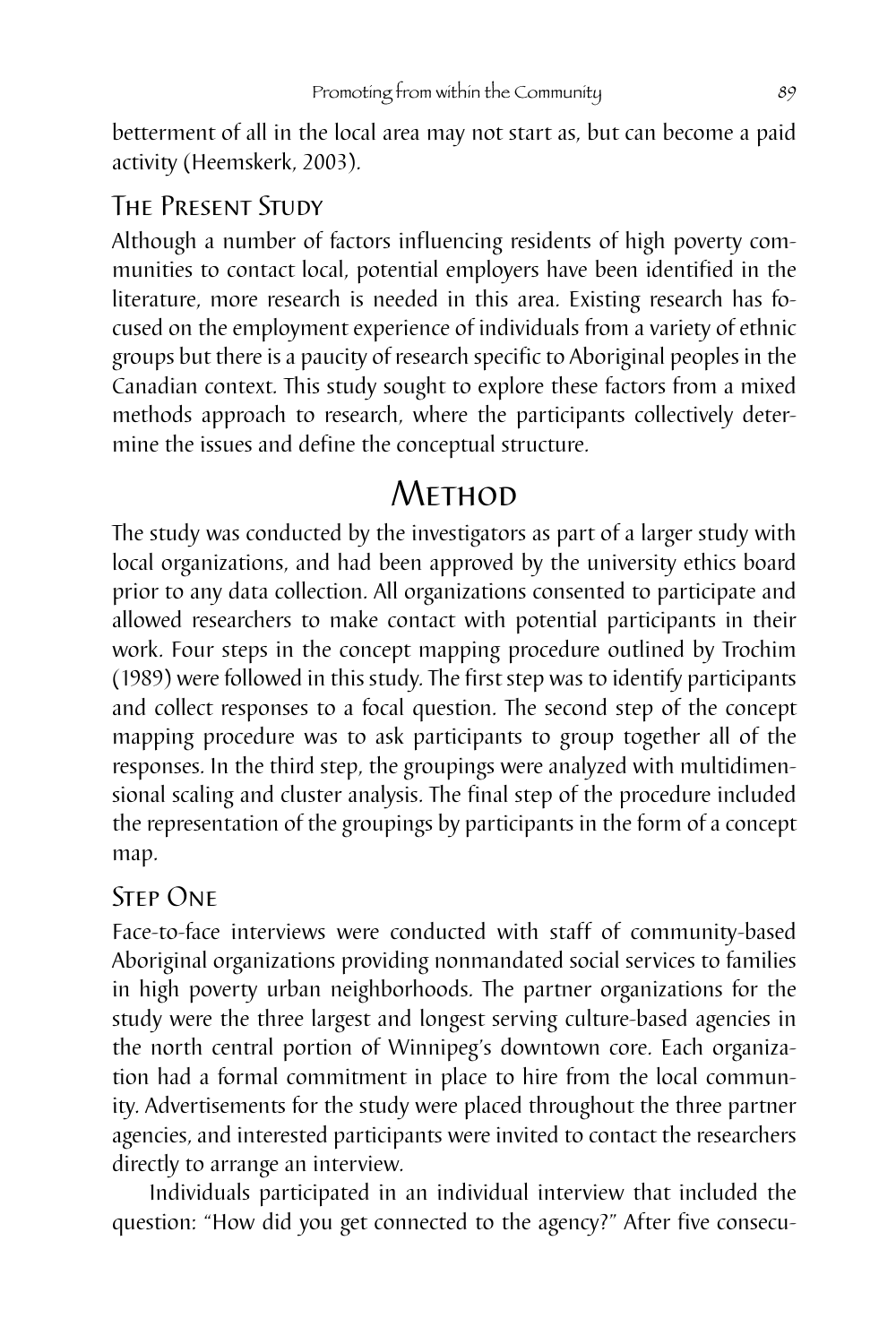betterment of all in the local area may not start as, but can become a paid activity (Heemskerk, 2003).

### The Present Study

Although a number of factors influencing residents of high poverty communities to contact local, potential employers have been identified in the literature, more research is needed in this area. Existing research has focused on the employment experience of individuals from a variety of ethnic groups but there is a paucity of research specific to Aboriginal peoples in the Canadian context. This study sought to explore these factors from a mixed methods approach to research, where the participants collectively determine the issues and define the conceptual structure.

## Method

The study was conducted by the investigators as part of a larger study with local organizations, and had been approved by the university ethics board prior to any data collection. All organizations consented to participate and allowed researchers to make contact with potential participants in their work. Four steps in the concept mapping procedure outlined by Trochim (1989) were followed in this study. The first step was to identify participants and collect responses to a focal question. The second step of the concept mapping procedure was to ask participants to group together all of the responses. In the third step, the groupings were analyzed with multidimensional scaling and cluster analysis. The final step of the procedure included the representation of the groupings by participants in the form of a concept map.

### Step One

Face-to-face interviews were conducted with staff of community-based Aboriginal organizations providing nonmandated social services to families in high poverty urban neighborhoods. The partner organizations for the study were the three largest and longest serving culture-based agencies in the north central portion of Winnipeg's downtown core. Each organization had a formal commitment in place to hire from the local community. Advertisements for the study were placed throughout the three partner agencies, and interested participants were invited to contact the researchers directly to arrange an interview.

Individuals participated in an individual interview that included the question: "How did you get connected to the agency?" After five consecu-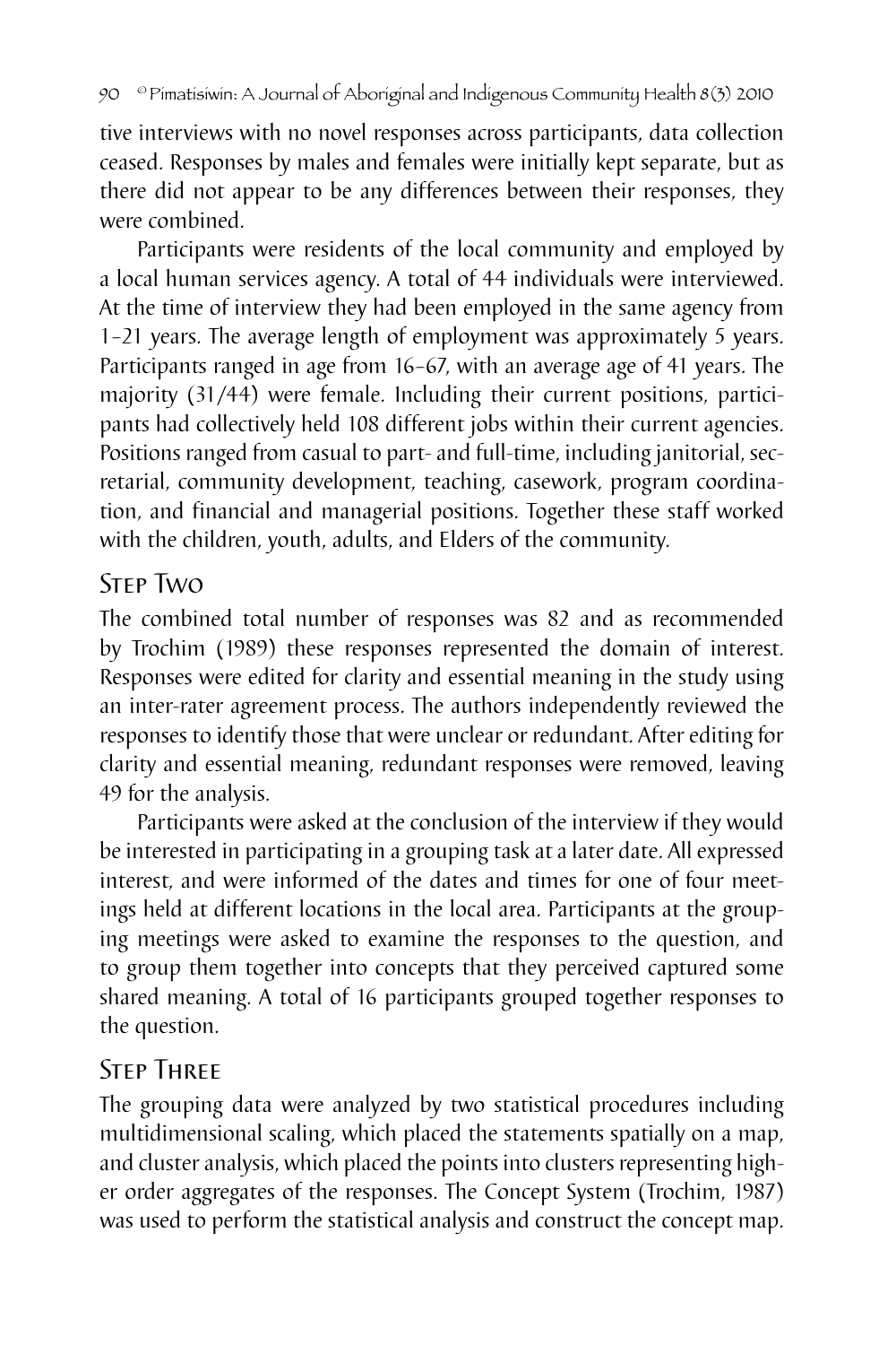tive interviews with no novel responses across participants, data collection ceased. Responses by males and females were initially kept separate, but as there did not appear to be any differences between their responses, they were combined.

Participants were residents of the local community and employed by a local human services agency. A total of 44 individuals were interviewed. At the time of interview they had been employed in the same agency from 1–21 years. The average length of employment was approximately 5 years. Participants ranged in age from 16–67, with an average age of 41 years. The majority (31/44) were female. Including their current positions, participants had collectively held 108 different jobs within their current agencies. Positions ranged from casual to part- and full-time, including janitorial, secretarial, community development, teaching, casework, program coordination, and financial and managerial positions. Together these staff worked with the children, youth, adults, and Elders of the community.

## Step Two

The combined total number of responses was 82 and as recommended by Trochim (1989) these responses represented the domain of interest. Responses were edited for clarity and essential meaning in the study using an inter-rater agreement process. The authors independently reviewed the responses to identify those that were unclear or redundant. After editing for clarity and essential meaning, redundant responses were removed, leaving 49 for the analysis.

Participants were asked at the conclusion of the interview if they would be interested in participating in a grouping task at a later date. All expressed interest, and were informed of the dates and times for one of four meetings held at different locations in the local area. Participants at the grouping meetings were asked to examine the responses to the question, and to group them together into concepts that they perceived captured some shared meaning. A total of 16 participants grouped together responses to the question.

## Step Three

The grouping data were analyzed by two statistical procedures including multidimensional scaling, which placed the statements spatially on a map, and cluster analysis, which placed the points into clusters representing higher order aggregates of the responses. The Concept System (Trochim, 1987) was used to perform the statistical analysis and construct the concept map.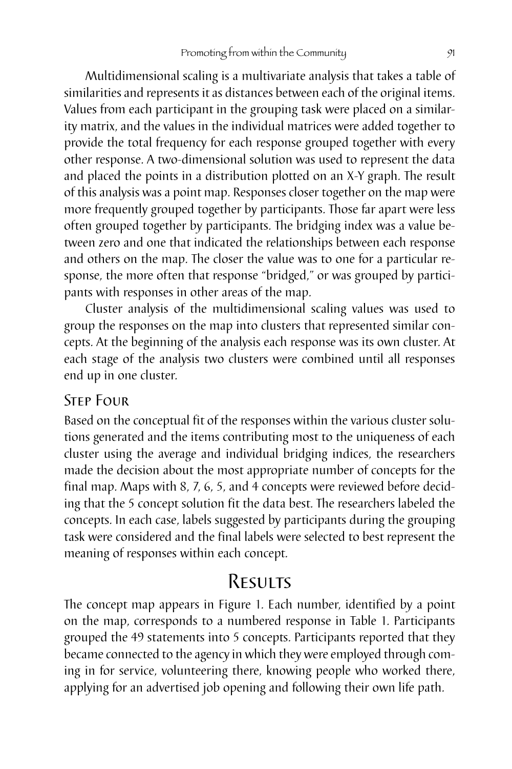Multidimensional scaling is a multivariate analysis that takes a table of similarities and represents it as distances between each of the original items. Values from each participant in the grouping task were placed on a similarity matrix, and the values in the individual matrices were added together to provide the total frequency for each response grouped together with every other response. A two-dimensional solution was used to represent the data and placed the points in a distribution plotted on an X-Y graph. The result of this analysis was a point map. Responses closer together on the map were more frequently grouped together by participants. Those far apart were less often grouped together by participants. The bridging index was a value between zero and one that indicated the relationships between each response and others on the map. The closer the value was to one for a particular response, the more often that response "bridged," or was grouped by participants with responses in other areas of the map.

Cluster analysis of the multidimensional scaling values was used to group the responses on the map into clusters that represented similar concepts. At the beginning of the analysis each response was its own cluster. At each stage of the analysis two clusters were combined until all responses end up in one cluster.

### Step Four

Based on the conceptual fit of the responses within the various cluster solutions generated and the items contributing most to the uniqueness of each cluster using the average and individual bridging indices, the researchers made the decision about the most appropriate number of concepts for the final map. Maps with 8, 7, 6, 5, and 4 concepts were reviewed before deciding that the 5 concept solution fit the data best. The researchers labeled the concepts. In each case, labels suggested by participants during the grouping task were considered and the final labels were selected to best represent the meaning of responses within each concept.

## Results

The concept map appears in Figure 1. Each number, identified by a point on the map, corresponds to a numbered response in Table 1. Participants grouped the 49 statements into 5 concepts. Participants reported that they became connected to the agency in which they were employed through coming in for service, volunteering there, knowing people who worked there, applying for an advertised job opening and following their own life path.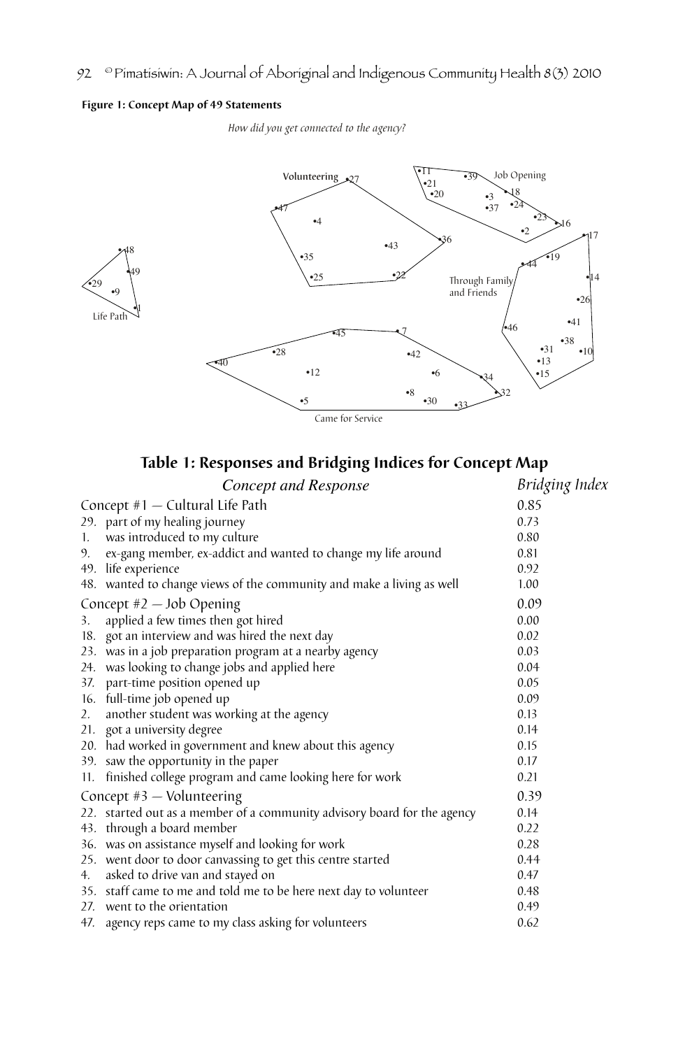**Figure 1: Concept Map of 49 Statements**

*How did you get connected to the agency?*

Volunteering •27 •47 •4 •43 •36 •35 •25 •22

•11 •39 Job Opening •21 •20 •3 •18 •37 •24 •23 •16 •2

•48 •49 •29 •9 •1 Life Path

Through Family and Friends •17 •19 •44 •14 •26 •41 •46 •38 •31 •10 •13 •15

•45 •7 •28 •40 •42 •12 •6 •34 •8 •32 •5 •30 •33 Came for Service

## Table 1: Responses and Bridging Indices for Concept Map

| *Concept and Response* | *Bridging Index* |
|---|---|
| Concept #1 — Cultural Life Path | 0.85 |
| 29. part of my healing journey | 0.73 |
| 1. was introduced to my culture | 0.80 |
| 9. ex-gang member, ex-addict and wanted to change my life around | 0.81 |
| 49. life experience | 0.92 |
| 48. wanted to change views of the community and make a living as well | 1.00 |
| Concept #2 — Job Opening | 0.09 |
| 3. applied a few times then got hired | 0.00 |
| 18. got an interview and was hired the next day | 0.02 |
| 23. was in a job preparation program at a nearby agency | 0.03 |
| 24. was looking to change jobs and applied here | 0.04 |
| 37. part-time position opened up | 0.05 |
| 16. full-time job opened up | 0.09 |
| 2. another student was working at the agency | 0.13 |
| 21. got a university degree | 0.14 |
| 20. had worked in government and knew about this agency | 0.15 |
| 39. saw the opportunity in the paper | 0.17 |
| 11. finished college program and came looking here for work | 0.21 |
| Concept #3 — Volunteering | 0.39 |
| 22. started out as a member of a community advisory board for the agency | 0.14 |
| 43. through a board member | 0.22 |
| 36. was on assistance myself and looking for work | 0.28 |
| 25. went door to door canvassing to get this centre started | 0.44 |
| 4. asked to drive van and stayed on | 0.47 |
| 35. staff came to me and told me to be here next day to volunteer | 0.48 |
| 27. went to the orientation | 0.49 |
| 47. agency reps came to my class asking for volunteers | 0.62 |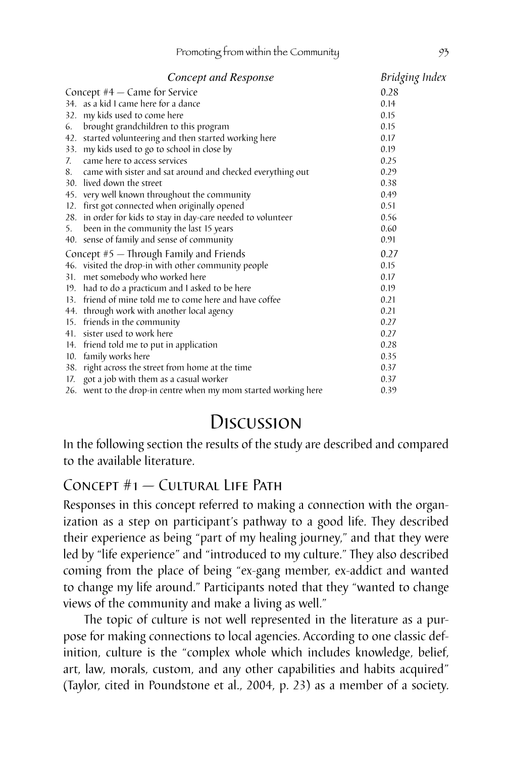| *Concept and Response* | *Bridging Index* |
|---|---|
| Concept #4 — Came for Service | 0.28 |
| 34. as a kid I came here for a dance | 0.14 |
| 32. my kids used to come here | 0.15 |
| 6. brought grandchildren to this program | 0.15 |
| 42. started volunteering and then started working here | 0.17 |
| 33. my kids used to go to school in close by | 0.19 |
| 7. came here to access services | 0.25 |
| 8. came with sister and sat around and checked everything out | 0.29 |
| 30. lived down the street | 0.38 |
| 45. very well known throughout the community | 0.49 |
| 12. first got connected when originally opened | 0.51 |
| 28. in order for kids to stay in day-care needed to volunteer | 0.56 |
| 5. been in the community the last 15 years | 0.60 |
| 40. sense of family and sense of community | 0.91 |
| Concept #5 — Through Family and Friends | 0.27 |
| 46. visited the drop-in with other community people | 0.15 |
| 31. met somebody who worked here | 0.17 |
| 19. had to do a practicum and I asked to be here | 0.19 |
| 13. friend of mine told me to come here and have coffee | 0.21 |
| 44. through work with another local agency | 0.21 |
| 15. friends in the community | 0.27 |
| 41. sister used to work here | 0.27 |
| 14. friend told me to put in application | 0.28 |
| 10. family works here | 0.35 |
| 38. right across the street from home at the time | 0.37 |
| 17. got a job with them as a casual worker | 0.37 |
| 26. went to the drop-in centre when my mom started working here | 0.39 |

# Discussion

In the following section the results of the study are described and compared to the available literature.

## Concept #1 — Cultural Life Path

Responses in this concept referred to making a connection with the organization as a step on participant's pathway to a good life. They described their experience as being "part of my healing journey," and that they were led by "life experience" and "introduced to my culture." They also described coming from the place of being "ex-gang member, ex-addict and wanted to change my life around." Participants noted that they "wanted to change views of the community and make a living as well."

The topic of culture is not well represented in the literature as a purpose for making connections to local agencies. According to one classic definition, culture is the "complex whole which includes knowledge, belief, art, law, morals, custom, and any other capabilities and habits acquired" (Taylor, cited in Poundstone et al., 2004, p. 23) as a member of a society.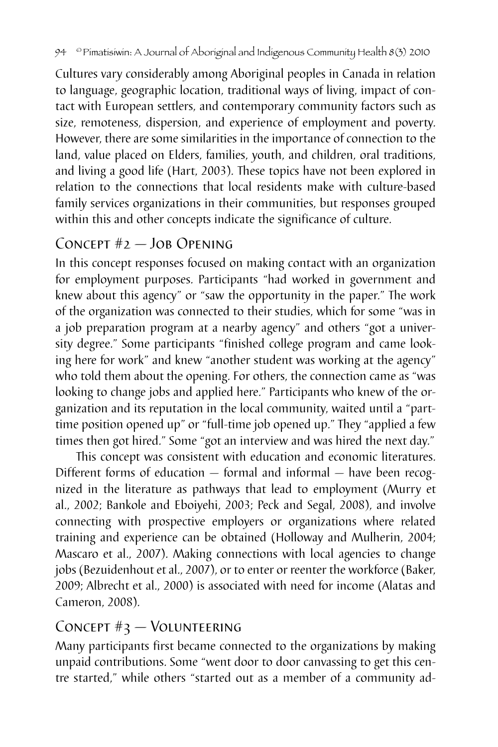Cultures vary considerably among Aboriginal peoples in Canada in relation to language, geographic location, traditional ways of living, impact of contact with European settlers, and contemporary community factors such as size, remoteness, dispersion, and experience of employment and poverty. However, there are some similarities in the importance of connection to the land, value placed on Elders, families, youth, and children, oral traditions, and living a good life (Hart, 2003). These topics have not been explored in relation to the connections that local residents make with culture-based family services organizations in their communities, but responses grouped within this and other concepts indicate the significance of culture.

## Concept #2 — Job Opening

In this concept responses focused on making contact with an organization for employment purposes. Participants "had worked in government and knew about this agency" or "saw the opportunity in the paper." The work of the organization was connected to their studies, which for some "was in a job preparation program at a nearby agency" and others "got a university degree." Some participants "finished college program and came looking here for work" and knew "another student was working at the agency" who told them about the opening. For others, the connection came as "was looking to change jobs and applied here." Participants who knew of the organization and its reputation in the local community, waited until a "part-time position opened up" or "full-time job opened up." They "applied a few times then got hired." Some "got an interview and was hired the next day."

This concept was consistent with education and economic literatures. Different forms of education — formal and informal — have been recognized in the literature as pathways that lead to employment (Murry et al., 2002; Bankole and Eboiyehi, 2003; Peck and Segal, 2008), and involve connecting with prospective employers or organizations where related training and experience can be obtained (Holloway and Mulherin, 2004; Mascaro et al., 2007). Making connections with local agencies to change jobs (Bezuidenhout et al., 2007), or to enter or reenter the workforce (Baker, 2009; Albrecht et al., 2000) is associated with need for income (Alatas and Cameron, 2008).

## Concept #3 — Volunteering

Many participants first became connected to the organizations by making unpaid contributions. Some "went door to door canvassing to get this centre started," while others "started out as a member of a community ad-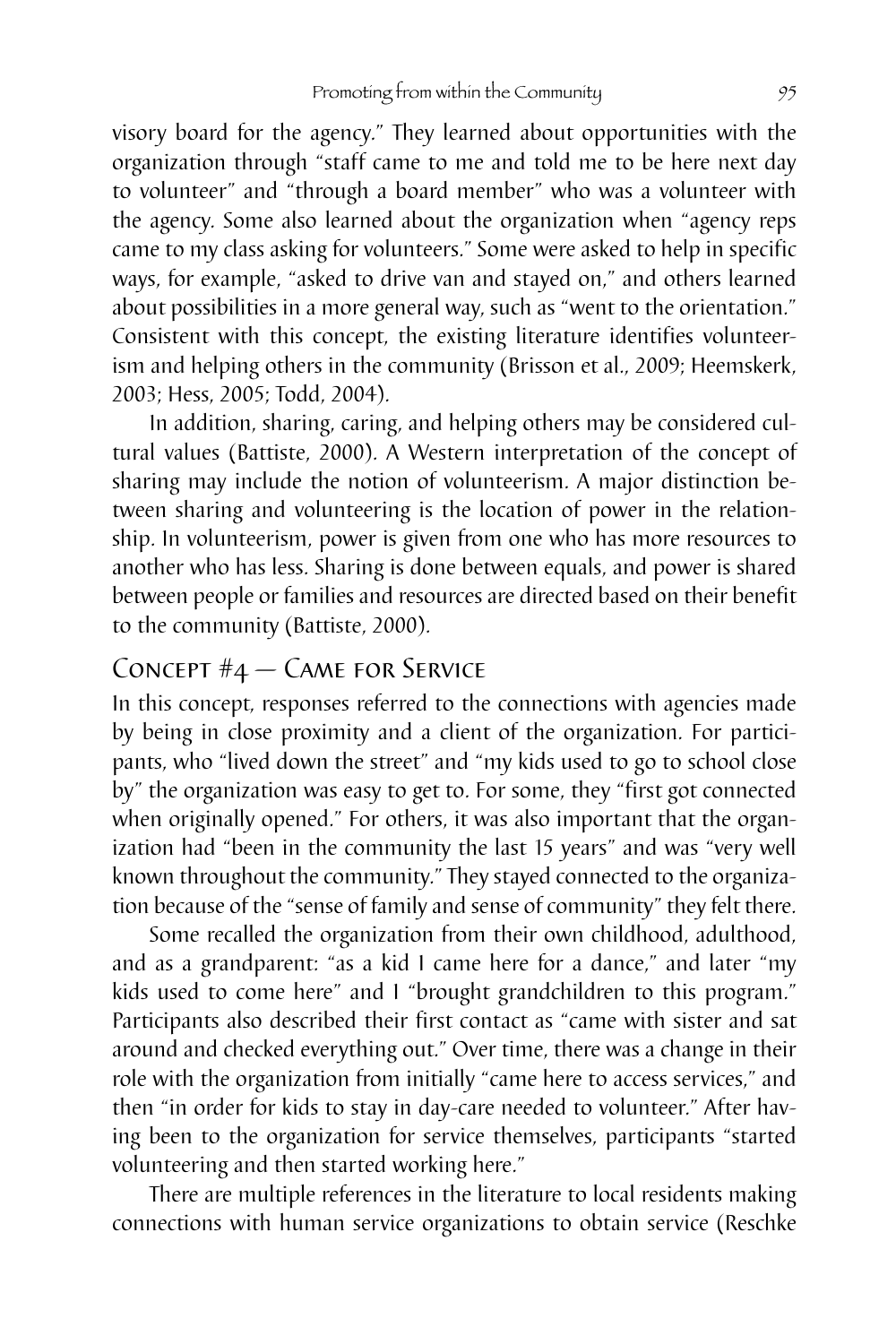visory board for the agency." They learned about opportunities with the organization through "staff came to me and told me to be here next day to volunteer" and "through a board member" who was a volunteer with the agency. Some also learned about the organization when "agency reps came to my class asking for volunteers." Some were asked to help in specific ways, for example, "asked to drive van and stayed on," and others learned about possibilities in a more general way, such as "went to the orientation." Consistent with this concept, the existing literature identifies volunteerism and helping others in the community (Brisson et al., 2009; Heemskerk, 2003; Hess, 2005; Todd, 2004).

In addition, sharing, caring, and helping others may be considered cultural values (Battiste, 2000). A Western interpretation of the concept of sharing may include the notion of volunteerism. A major distinction between sharing and volunteering is the location of power in the relationship. In volunteerism, power is given from one who has more resources to another who has less. Sharing is done between equals, and power is shared between people or families and resources are directed based on their benefit to the community (Battiste, 2000).

## Concept #4 — Came for Service

In this concept, responses referred to the connections with agencies made by being in close proximity and a client of the organization. For participants, who "lived down the street" and "my kids used to go to school close by" the organization was easy to get to. For some, they "first got connected when originally opened." For others, it was also important that the organization had "been in the community the last 15 years" and was "very well known throughout the community." They stayed connected to the organization because of the "sense of family and sense of community" they felt there.

Some recalled the organization from their own childhood, adulthood, and as a grandparent: "as a kid I came here for a dance," and later "my kids used to come here" and I "brought grandchildren to this program." Participants also described their first contact as "came with sister and sat around and checked everything out." Over time, there was a change in their role with the organization from initially "came here to access services," and then "in order for kids to stay in day-care needed to volunteer." After having been to the organization for service themselves, participants "started volunteering and then started working here."

There are multiple references in the literature to local residents making connections with human service organizations to obtain service (Reschke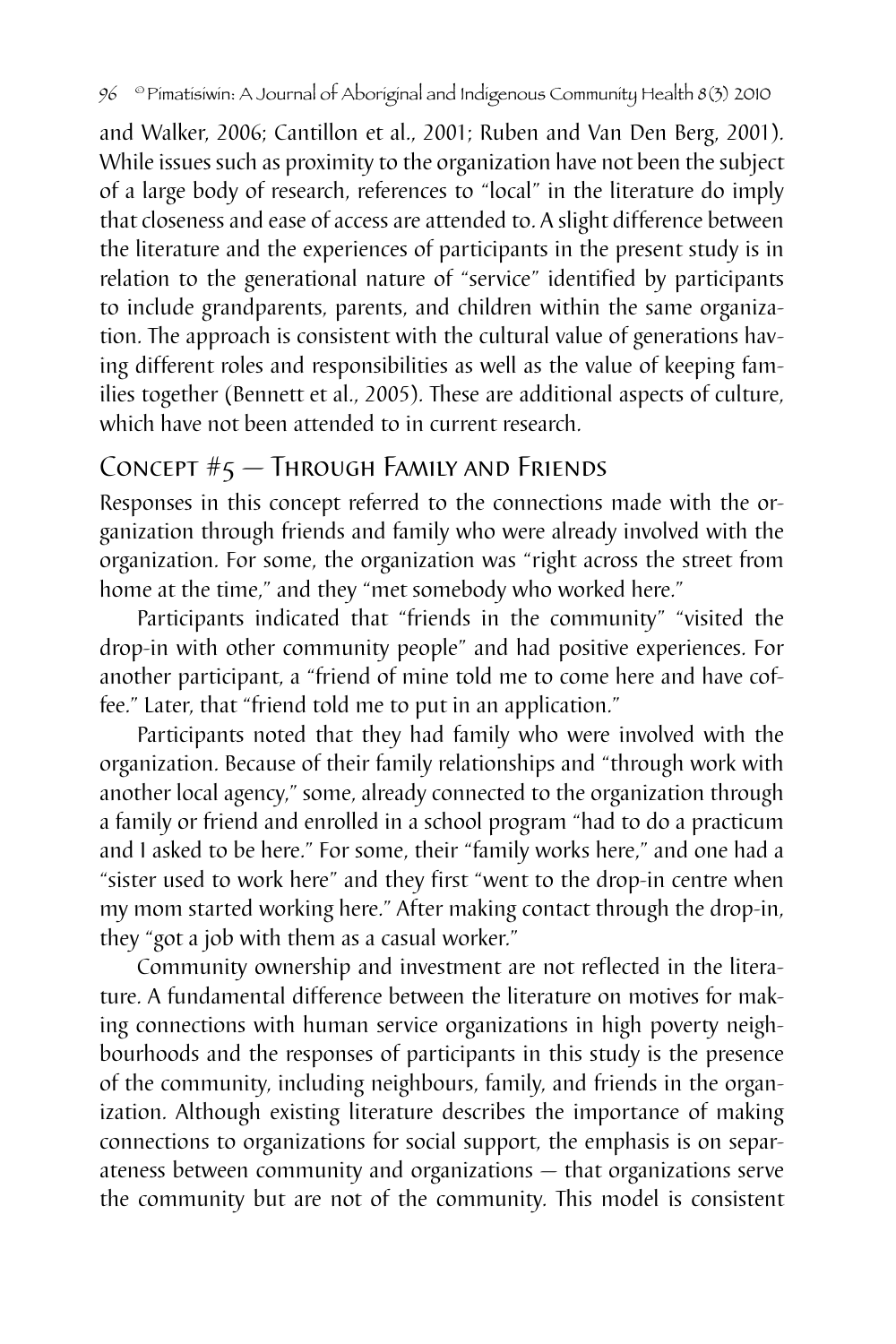and Walker, 2006; Cantillon et al., 2001; Ruben and Van Den Berg, 2001). While issues such as proximity to the organization have not been the subject of a large body of research, references to "local" in the literature do imply that closeness and ease of access are attended to. A slight difference between the literature and the experiences of participants in the present study is in relation to the generational nature of "service" identified by participants to include grandparents, parents, and children within the same organization. The approach is consistent with the cultural value of generations having different roles and responsibilities as well as the value of keeping families together (Bennett et al., 2005). These are additional aspects of culture, which have not been attended to in current research.

## Concept #5 — Through Family and Friends

Responses in this concept referred to the connections made with the organization through friends and family who were already involved with the organization. For some, the organization was "right across the street from home at the time," and they "met somebody who worked here."

Participants indicated that "friends in the community" "visited the drop-in with other community people" and had positive experiences. For another participant, a "friend of mine told me to come here and have coffee." Later, that "friend told me to put in an application."

Participants noted that they had family who were involved with the organization. Because of their family relationships and "through work with another local agency," some, already connected to the organization through a family or friend and enrolled in a school program "had to do a practicum and I asked to be here." For some, their "family works here," and one had a "sister used to work here" and they first "went to the drop-in centre when my mom started working here." After making contact through the drop-in, they "got a job with them as a casual worker."

Community ownership and investment are not reflected in the literature. A fundamental difference between the literature on motives for making connections with human service organizations in high poverty neighbourhoods and the responses of participants in this study is the presence of the community, including neighbours, family, and friends in the organization. Although existing literature describes the importance of making connections to organizations for social support, the emphasis is on separateness between community and organizations — that organizations serve the community but are not of the community. This model is consistent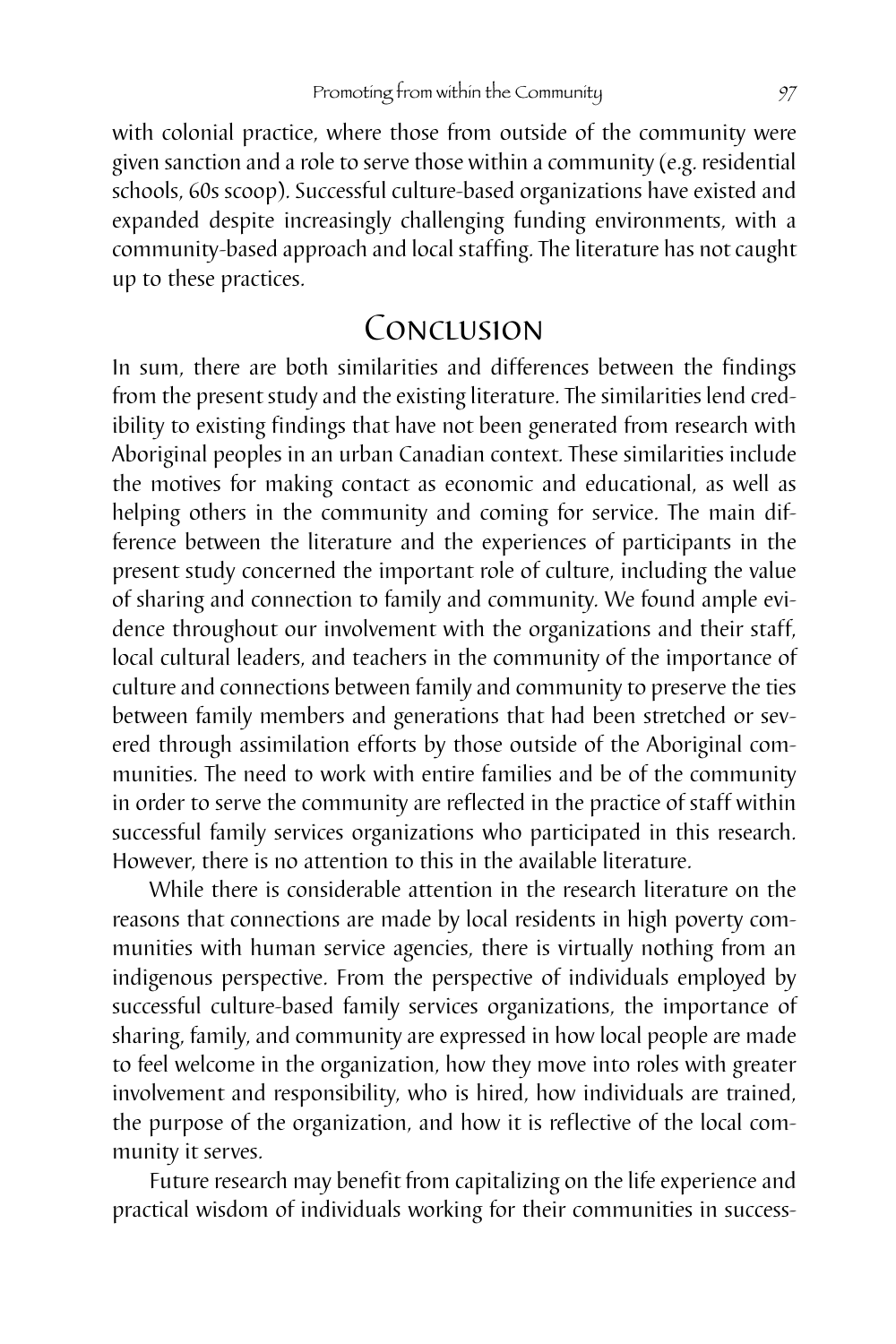with colonial practice, where those from outside of the community were given sanction and a role to serve those within a community (e.g. residential schools, 60s scoop). Successful culture-based organizations have existed and expanded despite increasingly challenging funding environments, with a community-based approach and local staffing. The literature has not caught up to these practices.

## Conclusion

In sum, there are both similarities and differences between the findings from the present study and the existing literature. The similarities lend credibility to existing findings that have not been generated from research with Aboriginal peoples in an urban Canadian context. These similarities include the motives for making contact as economic and educational, as well as helping others in the community and coming for service. The main difference between the literature and the experiences of participants in the present study concerned the important role of culture, including the value of sharing and connection to family and community. We found ample evidence throughout our involvement with the organizations and their staff, local cultural leaders, and teachers in the community of the importance of culture and connections between family and community to preserve the ties between family members and generations that had been stretched or severed through assimilation efforts by those outside of the Aboriginal communities. The need to work with entire families and be of the community in order to serve the community are reflected in the practice of staff within successful family services organizations who participated in this research. However, there is no attention to this in the available literature.

While there is considerable attention in the research literature on the reasons that connections are made by local residents in high poverty communities with human service agencies, there is virtually nothing from an indigenous perspective. From the perspective of individuals employed by successful culture-based family services organizations, the importance of sharing, family, and community are expressed in how local people are made to feel welcome in the organization, how they move into roles with greater involvement and responsibility, who is hired, how individuals are trained, the purpose of the organization, and how it is reflective of the local community it serves.

Future research may benefit from capitalizing on the life experience and practical wisdom of individuals working for their communities in success-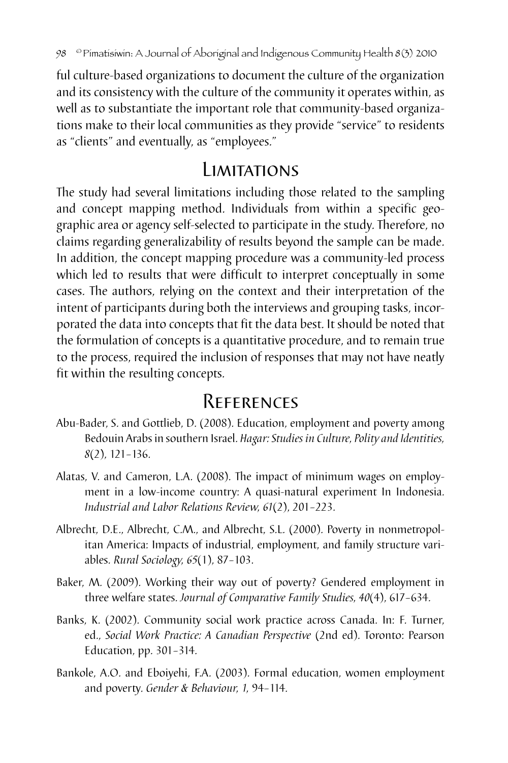ful culture-based organizations to document the culture of the organization and its consistency with the culture of the community it operates within, as well as to substantiate the important role that community-based organizations make to their local communities as they provide "service" to residents as "clients" and eventually, as "employees."

## Limitations

The study had several limitations including those related to the sampling and concept mapping method. Individuals from within a specific geographic area or agency self-selected to participate in the study. Therefore, no claims regarding generalizability of results beyond the sample can be made. In addition, the concept mapping procedure was a community-led process which led to results that were difficult to interpret conceptually in some cases. The authors, relying on the context and their interpretation of the intent of participants during both the interviews and grouping tasks, incorporated the data into concepts that fit the data best. It should be noted that the formulation of concepts is a quantitative procedure, and to remain true to the process, required the inclusion of responses that may not have neatly fit within the resulting concepts.

## References

Abu-Bader, S. and Gottlieb, D. (2008). Education, employment and poverty among Bedouin Arabs in southern Israel. *Hagar: Studies in Culture, Polity and Identities, 8*(2), 121–136.

Alatas, V. and Cameron, L.A. (2008). The impact of minimum wages on employment in a low-income country: A quasi-natural experiment In Indonesia. *Industrial and Labor Relations Review, 61*(2), 201–223.

Albrecht, D.E., Albrecht, C.M., and Albrecht, S.L. (2000). Poverty in nonmetropolitan America: Impacts of industrial, employment, and family structure variables. *Rural Sociology, 65*(1), 87–103.

Baker, M. (2009). Working their way out of poverty? Gendered employment in three welfare states. *Journal of Comparative Family Studies, 40*(4), 617–634.

Banks, K. (2002). Community social work practice across Canada. In: F. Turner, ed., *Social Work Practice: A Canadian Perspective* (2nd ed). Toronto: Pearson Education, pp. 301–314.

Bankole, A.O. and Eboiyehi, F.A. (2003). Formal education, women employment and poverty. *Gender & Behaviour, 1*, 94–114.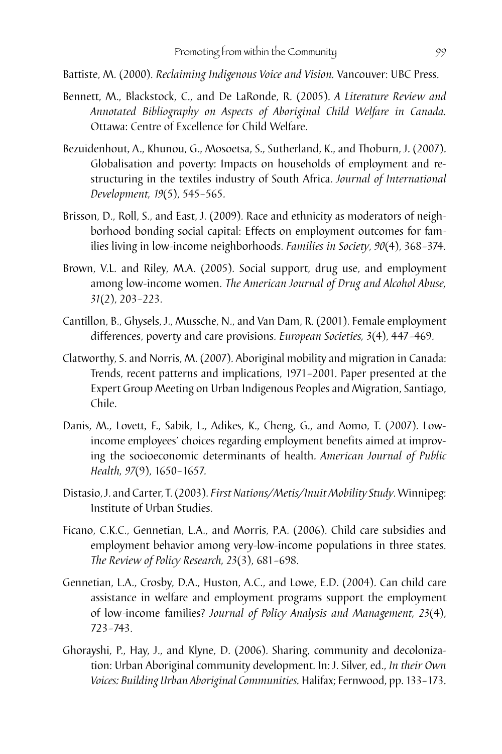Battiste, M. (2000). *Reclaiming Indigenous Voice and Vision.* Vancouver: UBC Press.

Bennett, M., Blackstock, C., and De LaRonde, R. (2005). *A Literature Review and Annotated Bibliography on Aspects of Aboriginal Child Welfare in Canada.* Ottawa: Centre of Excellence for Child Welfare.

Bezuidenhout, A., Khunou, G., Mosoetsa, S., Sutherland, K., and Thoburn, J. (2007). Globalisation and poverty: Impacts on households of employment and restructuring in the textiles industry of South Africa. *Journal of International Development, 19*(5), 545–565.

Brisson, D., Roll, S., and East, J. (2009). Race and ethnicity as moderators of neighborhood bonding social capital: Effects on employment outcomes for families living in low-income neighborhoods. *Families in Society, 90*(4), 368–374.

Brown, V.L. and Riley, M.A. (2005). Social support, drug use, and employment among low-income women. *The American Journal of Drug and Alcohol Abuse, 31*(2), 203–223.

Cantillon, B., Ghysels, J., Mussche, N., and Van Dam, R. (2001). Female employment differences, poverty and care provisions. *European Societies, 3*(4), 447–469.

Clatworthy, S. and Norris, M. (2007). Aboriginal mobility and migration in Canada: Trends, recent patterns and implications, 1971–2001. Paper presented at the Expert Group Meeting on Urban Indigenous Peoples and Migration, Santiago, Chile.

Danis, M., Lovett, F., Sabik, L., Adikes, K., Cheng, G., and Aomo, T. (2007). Low-income employees' choices regarding employment benefits aimed at improving the socioeconomic determinants of health. *American Journal of Public Health, 97*(9), 1650–1657.

Distasio, J. and Carter, T. (2003). *First Nations/Metis/Inuit Mobility Study.* Winnipeg: Institute of Urban Studies.

Ficano, C.K.C., Gennetian, L.A., and Morris, P.A. (2006). Child care subsidies and employment behavior among very-low-income populations in three states. *The Review of Policy Research, 23*(3), 681–698.

Gennetian, L.A., Crosby, D.A., Huston, A.C., and Lowe, E.D. (2004). Can child care assistance in welfare and employment programs support the employment of low-income families? *Journal of Policy Analysis and Management, 23*(4), 723–743.

Ghorayshi, P., Hay, J., and Klyne, D. (2006). Sharing, community and decolonization: Urban Aboriginal community development. In: J. Silver, ed., *In their Own Voices: Building Urban Aboriginal Communities.* Halifax; Fernwood, pp. 133–173.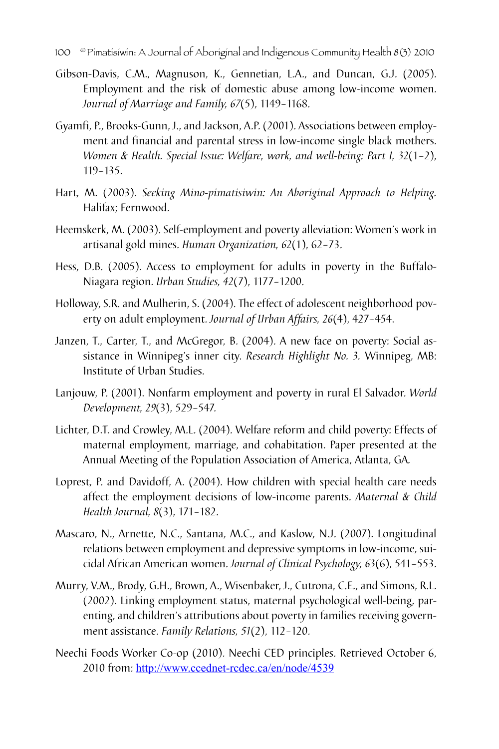Gibson-Davis, C.M., Magnuson, K., Gennetian, L.A., and Duncan, G.J. (2005). Employment and the risk of domestic abuse among low-income women. *Journal of Marriage and Family, 67*(5), 1149–1168.

Gyamfi, P., Brooks-Gunn, J., and Jackson, A.P. (2001). Associations between employment and financial and parental stress in low-income single black mothers. *Women & Health. Special Issue: Welfare, work, and well-being: Part I, 32*(1–2), 119–135.

Hart, M. (2003). *Seeking Mino-pimatisiwin: An Aboriginal Approach to Helping.* Halifax; Fernwood.

Heemskerk, M. (2003). Self-employment and poverty alleviation: Women's work in artisanal gold mines. *Human Organization, 62*(1), 62–73.

Hess, D.B. (2005). Access to employment for adults in poverty in the Buffalo-Niagara region. *Urban Studies, 42*(7), 1177–1200.

Holloway, S.R. and Mulherin, S. (2004). The effect of adolescent neighborhood poverty on adult employment. *Journal of Urban Affairs, 26*(4), 427–454.

Janzen, T., Carter, T., and McGregor, B. (2004). A new face on poverty: Social assistance in Winnipeg's inner city. *Research Highlight No. 3.* Winnipeg, MB: Institute of Urban Studies.

Lanjouw, P. (2001). Nonfarm employment and poverty in rural El Salvador. *World Development, 29*(3), 529–547.

Lichter, D.T. and Crowley, M.L. (2004). Welfare reform and child poverty: Effects of maternal employment, marriage, and cohabitation. Paper presented at the Annual Meeting of the Population Association of America, Atlanta, GA.

Loprest, P. and Davidoff, A. (2004). How children with special health care needs affect the employment decisions of low-income parents. *Maternal & Child Health Journal, 8*(3), 171–182.

Mascaro, N., Arnette, N.C., Santana, M.C., and Kaslow, N.J. (2007). Longitudinal relations between employment and depressive symptoms in low-income, suicidal African American women. *Journal of Clinical Psychology, 63*(6), 541–553.

Murry, V.M., Brody, G.H., Brown, A., Wisenbaker, J., Cutrona, C.E., and Simons, R.L. (2002). Linking employment status, maternal psychological well-being, parenting, and children's attributions about poverty in families receiving government assistance. *Family Relations, 51*(2), 112–120.

Neechi Foods Worker Co-op (2010). Neechi CED principles. Retrieved October 6, 2010 from: http://www.ccednet-rcdec.ca/en/node/4539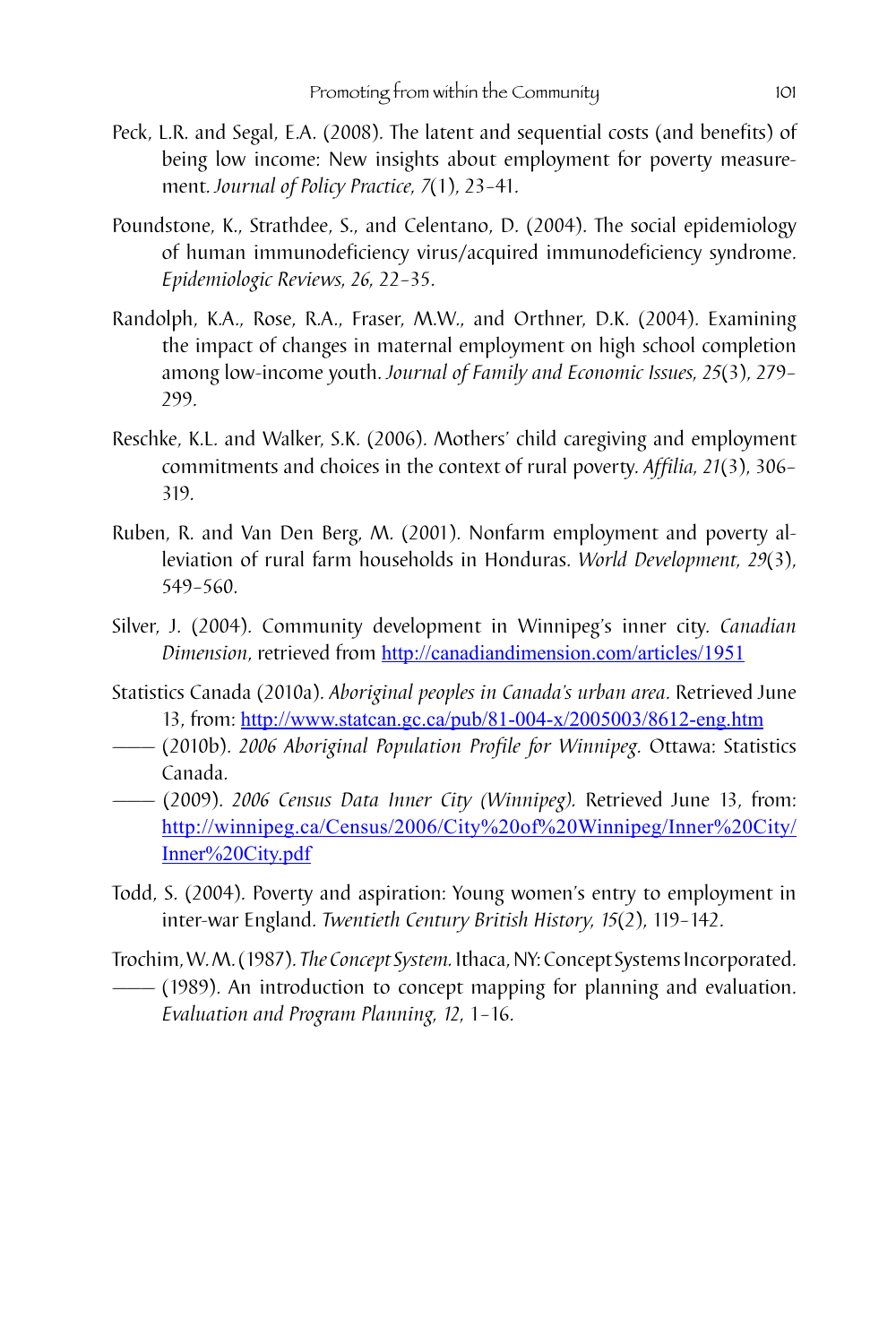Peck, L.R. and Segal, E.A. (2008). The latent and sequential costs (and benefits) of being low income: New insights about employment for poverty measurement. *Journal of Policy Practice, 7*(1), 23–41.

Poundstone, K., Strathdee, S., and Celentano, D. (2004). The social epidemiology of human immunodeficiency virus/acquired immunodeficiency syndrome. *Epidemiologic Reviews, 26*, 22–35.

Randolph, K.A., Rose, R.A., Fraser, M.W., and Orthner, D.K. (2004). Examining the impact of changes in maternal employment on high school completion among low-income youth. *Journal of Family and Economic Issues, 25*(3), 279–299.

Reschke, K.L. and Walker, S.K. (2006). Mothers' child caregiving and employment commitments and choices in the context of rural poverty. *Affilia, 21*(3), 306–319.

Ruben, R. and Van Den Berg, M. (2001). Nonfarm employment and poverty alleviation of rural farm households in Honduras. *World Development, 29*(3), 549–560.

Silver, J. (2004). Community development in Winnipeg's inner city. *Canadian Dimension*, retrieved from http://canadiandimension.com/articles/1951

Statistics Canada (2010a). *Aboriginal peoples in Canada's urban area*. Retrieved June 13, from: http://www.statcan.gc.ca/pub/81-004-x/2005003/8612-eng.htm

—— (2010b). *2006 Aboriginal Population Profile for Winnipeg*. Ottawa: Statistics Canada.

—— (2009). *2006 Census Data Inner City (Winnipeg)*. Retrieved June 13, from: http://winnipeg.ca/Census/2006/City%20of%20Winnipeg/Inner%20City/Inner%20City.pdf

Todd, S. (2004). Poverty and aspiration: Young women's entry to employment in inter-war England. *Twentieth Century British History, 15*(2), 119–142.

Trochim, W.M. (1987). *The Concept System*. Ithaca, NY: Concept Systems Incorporated.

—— (1989). An introduction to concept mapping for planning and evaluation. *Evaluation and Program Planning, 12*, 1–16.